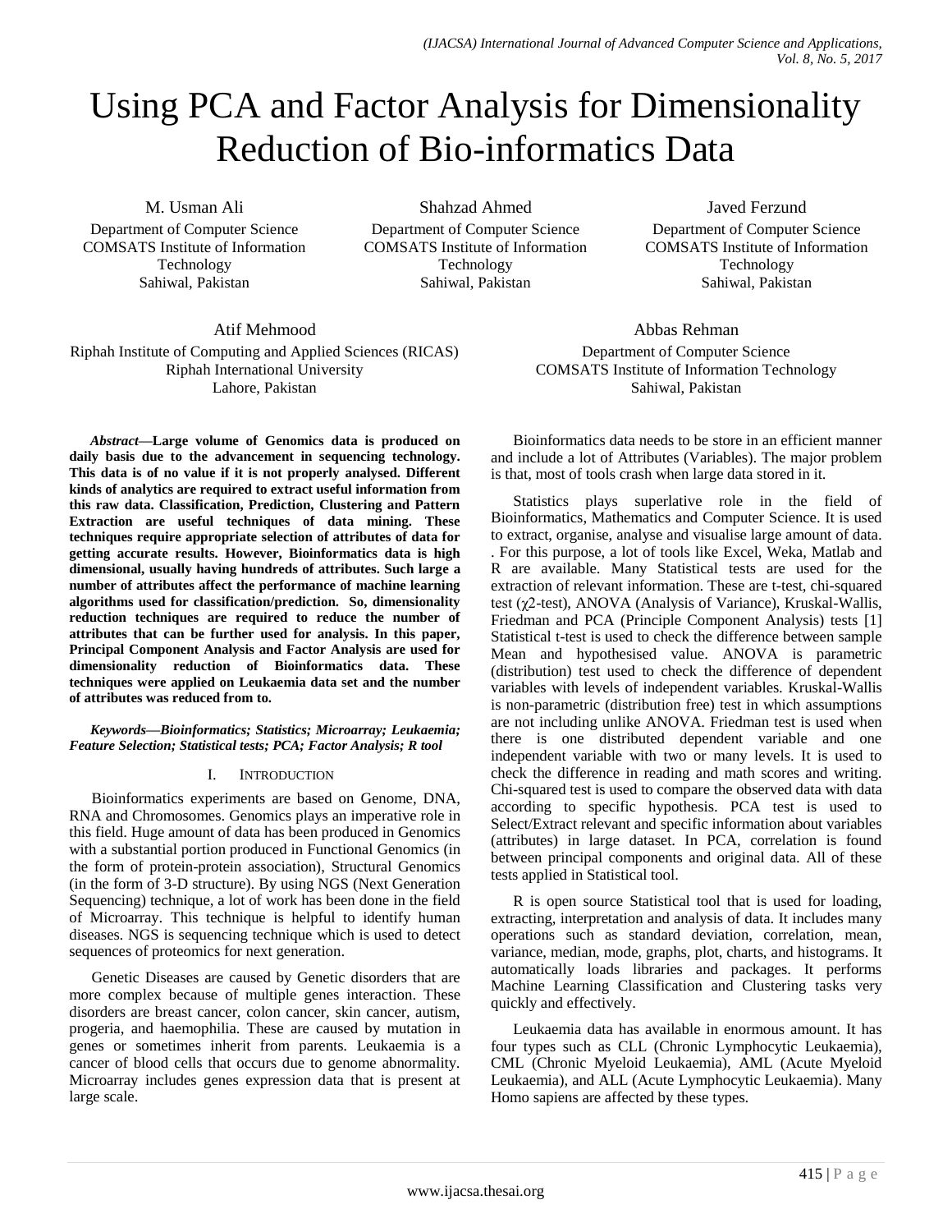# Using PCA and Factor Analysis for Dimensionality Reduction of Bio-informatics Data

M. Usman Ali
Department of Computer Science
COMSATS Institute of Information Technology
Sahiwal, Pakistan

Shahzad Ahmed
Department of Computer Science
COMSATS Institute of Information Technology
Sahiwal, Pakistan

Javed Ferzund
Department of Computer Science
COMSATS Institute of Information Technology
Sahiwal, Pakistan

Atif Mehmood
Riphah Institute of Computing and Applied Sciences (RICAS)
Riphah International University
Lahore, Pakistan

Abbas Rehman
Department of Computer Science
COMSATS Institute of Information Technology
Sahiwal, Pakistan

***Abstract*—Large volume of Genomics data is produced on daily basis due to the advancement in sequencing technology. This data is of no value if it is not properly analysed. Different kinds of analytics are required to extract useful information from this raw data. Classification, Prediction, Clustering and Pattern Extraction are useful techniques of data mining. These techniques require appropriate selection of attributes of data for getting accurate results. However, Bioinformatics data is high dimensional, usually having hundreds of attributes. Such large a number of attributes affect the performance of machine learning algorithms used for classification/prediction. So, dimensionality reduction techniques are required to reduce the number of attributes that can be further used for analysis. In this paper, Principal Component Analysis and Factor Analysis are used for dimensionality reduction of Bioinformatics data. These techniques were applied on Leukaemia data set and the number of attributes was reduced from to.**

***Keywords*—*Bioinformatics; Statistics; Microarray; Leukaemia; Feature Selection; Statistical tests; PCA; Factor Analysis; R tool***

## I. Introduction

Bioinformatics experiments are based on Genome, DNA, RNA and Chromosomes. Genomics plays an imperative role in this field. Huge amount of data has been produced in Genomics with a substantial portion produced in Functional Genomics (in the form of protein-protein association), Structural Genomics (in the form of 3-D structure). By using NGS (Next Generation Sequencing) technique, a lot of work has been done in the field of Microarray. This technique is helpful to identify human diseases. NGS is sequencing technique which is used to detect sequences of proteomics for next generation.

Genetic Diseases are caused by Genetic disorders that are more complex because of multiple genes interaction. These disorders are breast cancer, colon cancer, skin cancer, autism, progeria, and haemophilia. These are caused by mutation in genes or sometimes inherit from parents. Leukaemia is a cancer of blood cells that occurs due to genome abnormality. Microarray includes genes expression data that is present at large scale.

Bioinformatics data needs to be store in an efficient manner and include a lot of Attributes (Variables). The major problem is that, most of tools crash when large data stored in it.

Statistics plays superlative role in the field of Bioinformatics, Mathematics and Computer Science. It is used to extract, organise, analyse and visualise large amount of data. . For this purpose, a lot of tools like Excel, Weka, Matlab and R are available. Many Statistical tests are used for the extraction of relevant information. These are t-test, chi-squared test ($\chi$2-test), ANOVA (Analysis of Variance), Kruskal-Wallis, Friedman and PCA (Principle Component Analysis) tests [1] Statistical t-test is used to check the difference between sample Mean and hypothesised value. ANOVA is parametric (distribution) test used to check the difference of dependent variables with levels of independent variables. Kruskal-Wallis is non-parametric (distribution free) test in which assumptions are not including unlike ANOVA. Friedman test is used when there is one distributed dependent variable and one independent variable with two or many levels. It is used to check the difference in reading and math scores and writing. Chi-squared test is used to compare the observed data with data according to specific hypothesis. PCA test is used to Select/Extract relevant and specific information about variables (attributes) in large dataset. In PCA, correlation is found between principal components and original data. All of these tests applied in Statistical tool.

R is open source Statistical tool that is used for loading, extracting, interpretation and analysis of data. It includes many operations such as standard deviation, correlation, mean, variance, median, mode, graphs, plot, charts, and histograms. It automatically loads libraries and packages. It performs Machine Learning Classification and Clustering tasks very quickly and effectively.

Leukaemia data has available in enormous amount. It has four types such as CLL (Chronic Lymphocytic Leukaemia), CML (Chronic Myeloid Leukaemia), AML (Acute Myeloid Leukaemia), and ALL (Acute Lymphocytic Leukaemia). Many Homo sapiens are affected by these types.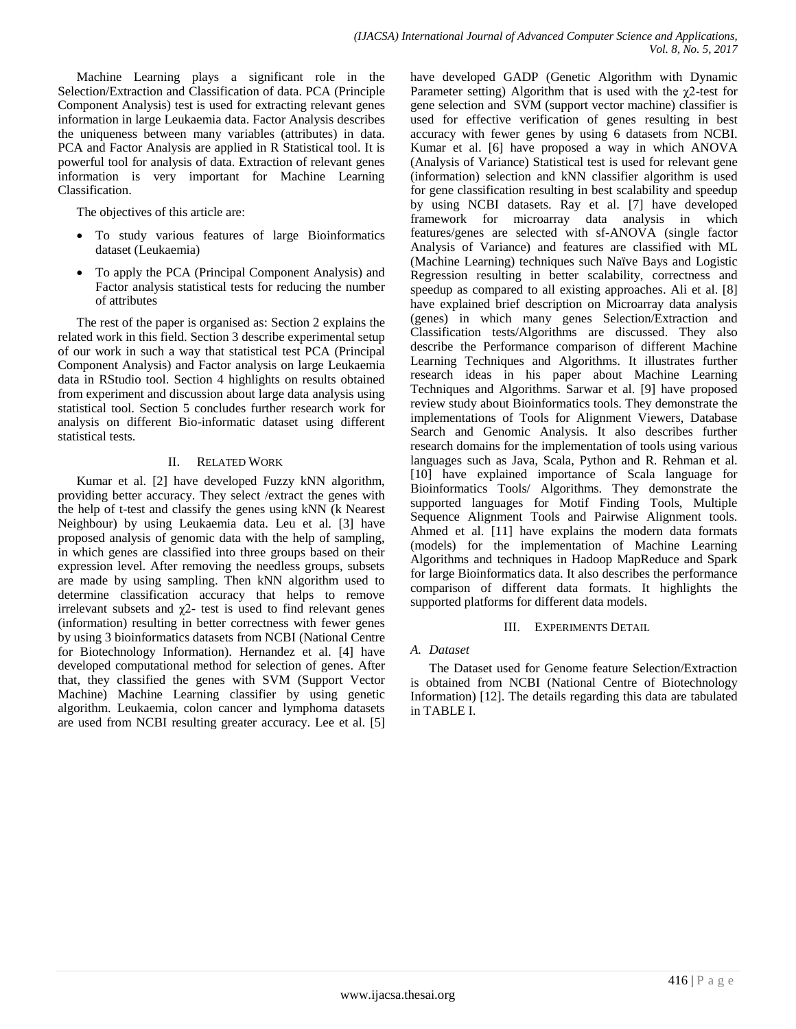Machine Learning plays a significant role in the Selection/Extraction and Classification of data. PCA (Principle Component Analysis) test is used for extracting relevant genes information in large Leukaemia data. Factor Analysis describes the uniqueness between many variables (attributes) in data. PCA and Factor Analysis are applied in R Statistical tool. It is powerful tool for analysis of data. Extraction of relevant genes information is very important for Machine Learning Classification.

The objectives of this article are:

- To study various features of large Bioinformatics dataset (Leukaemia)
- To apply the PCA (Principal Component Analysis) and Factor analysis statistical tests for reducing the number of attributes

The rest of the paper is organised as: Section 2 explains the related work in this field. Section 3 describe experimental setup of our work in such a way that statistical test PCA (Principal Component Analysis) and Factor analysis on large Leukaemia data in RStudio tool. Section 4 highlights on results obtained from experiment and discussion about large data analysis using statistical tool. Section 5 concludes further research work for analysis on different Bio-informatic dataset using different statistical tests.

## II. Related Work

Kumar et al. [2] have developed Fuzzy kNN algorithm, providing better accuracy. They select /extract the genes with the help of t-test and classify the genes using kNN (k Nearest Neighbour) by using Leukaemia data. Leu et al. [3] have proposed analysis of genomic data with the help of sampling, in which genes are classified into three groups based on their expression level. After removing the needless groups, subsets are made by using sampling. Then kNN algorithm used to determine classification accuracy that helps to remove irrelevant subsets and $\chi2$- test is used to find relevant genes (information) resulting in better correctness with fewer genes by using 3 bioinformatics datasets from NCBI (National Centre for Biotechnology Information). Hernandez et al. [4] have developed computational method for selection of genes. After that, they classified the genes with SVM (Support Vector Machine) Machine Learning classifier by using genetic algorithm. Leukaemia, colon cancer and lymphoma datasets are used from NCBI resulting greater accuracy. Lee et al. [5] have developed GADP (Genetic Algorithm with Dynamic Parameter setting) Algorithm that is used with the $\chi2$-test for gene selection and SVM (support vector machine) classifier is used for effective verification of genes resulting in best accuracy with fewer genes by using 6 datasets from NCBI. Kumar et al. [6] have proposed a way in which ANOVA (Analysis of Variance) Statistical test is used for relevant gene (information) selection and kNN classifier algorithm is used for gene classification resulting in best scalability and speedup by using NCBI datasets. Ray et al. [7] have developed framework for microarray data analysis in which features/genes are selected with sf-ANOVA (single factor Analysis of Variance) and features are classified with ML (Machine Learning) techniques such Naïve Bays and Logistic Regression resulting in better scalability, correctness and speedup as compared to all existing approaches. Ali et al. [8] have explained brief description on Microarray data analysis (genes) in which many genes Selection/Extraction and Classification tests/Algorithms are discussed. They also describe the Performance comparison of different Machine Learning Techniques and Algorithms. It illustrates further research ideas in his paper about Machine Learning Techniques and Algorithms. Sarwar et al. [9] have proposed review study about Bioinformatics tools. They demonstrate the implementations of Tools for Alignment Viewers, Database Search and Genomic Analysis. It also describes further research domains for the implementation of tools using various languages such as Java, Scala, Python and R. Rehman et al. [10] have explained importance of Scala language for Bioinformatics Tools/ Algorithms. They demonstrate the supported languages for Motif Finding Tools, Multiple Sequence Alignment Tools and Pairwise Alignment tools. Ahmed et al. [11] have explains the modern data formats (models) for the implementation of Machine Learning Algorithms and techniques in Hadoop MapReduce and Spark for large Bioinformatics data. It also describes the performance comparison of different data formats. It highlights the supported platforms for different data models.

## III. Experiments Detail

### *A. Dataset*

The Dataset used for Genome feature Selection/Extraction is obtained from NCBI (National Centre of Biotechnology Information) [12]. The details regarding this data are tabulated in TABLE I.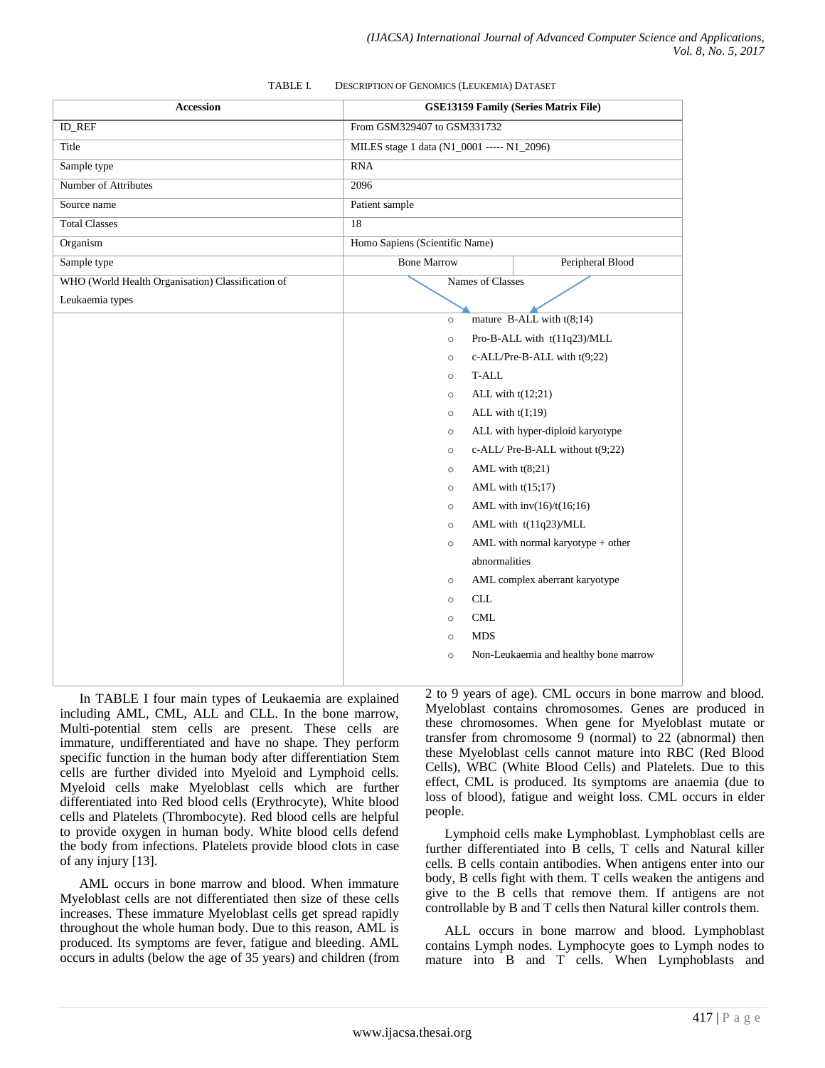TABLE I. DESCRIPTION OF GENOMICS (LEUKEMIA) DATASET

| Accession | GSE13159 Family (Series Matrix File) | |
|---|---|---|
| ID_REF | From GSM329407 to GSM331732 | |
| Title | MILES stage 1 data (N1_0001 ----- N1_2096) | |
| Sample type | RNA | |
| Number of Attributes | 2096 | |
| Source name | Patient sample | |
| Total Classes | 18 | |
| Organism | Homo Sapiens (Scientific Name) | |
| Sample type | Bone Marrow | Peripheral Blood |
| WHO (World Health Organisation) Classification of Leukaemia types | Names of Classes | |
| | ○ mature B-ALL with t(8;14)<br>○ Pro-B-ALL with t(11q23)/MLL<br>○ c-ALL/Pre-B-ALL with t(9;22)<br>○ T-ALL<br>○ ALL with t(12;21)<br>○ ALL with t(1;19)<br>○ ALL with hyper-diploid karyotype<br>○ c-ALL/ Pre-B-ALL without t(9;22)<br>○ AML with t(8;21)<br>○ AML with t(15;17)<br>○ AML with inv(16)/t(16;16)<br>○ AML with t(11q23)/MLL<br>○ AML with normal karyotype + other abnormalities<br>○ AML complex aberrant karyotype<br>○ CLL<br>○ CML<br>○ MDS<br>○ Non-Leukaemia and healthy bone marrow | |

In TABLE I four main types of Leukaemia are explained including AML, CML, ALL and CLL. In the bone marrow, Multi-potential stem cells are present. These cells are immature, undifferentiated and have no shape. They perform specific function in the human body after differentiation Stem cells are further divided into Myeloid and Lymphoid cells. Myeloid cells make Myeloblast cells which are further differentiated into Red blood cells (Erythrocyte), White blood cells and Platelets (Thrombocyte). Red blood cells are helpful to provide oxygen in human body. White blood cells defend the body from infections. Platelets provide blood clots in case of any injury [13].

AML occurs in bone marrow and blood. When immature Myeloblast cells are not differentiated then size of these cells increases. These immature Myeloblast cells get spread rapidly throughout the whole human body. Due to this reason, AML is produced. Its symptoms are fever, fatigue and bleeding. AML occurs in adults (below the age of 35 years) and children (from 2 to 9 years of age). CML occurs in bone marrow and blood. Myeloblast contains chromosomes. Genes are produced in these chromosomes. When gene for Myeloblast mutate or transfer from chromosome 9 (normal) to 22 (abnormal) then these Myeloblast cells cannot mature into RBC (Red Blood Cells), WBC (White Blood Cells) and Platelets. Due to this effect, CML is produced. Its symptoms are anaemia (due to loss of blood), fatigue and weight loss. CML occurs in elder people.

Lymphoid cells make Lymphoblast. Lymphoblast cells are further differentiated into B cells, T cells and Natural killer cells. B cells contain antibodies. When antigens enter into our body, B cells fight with them. T cells weaken the antigens and give to the B cells that remove them. If antigens are not controllable by B and T cells then Natural killer controls them.

ALL occurs in bone marrow and blood. Lymphoblast contains Lymph nodes. Lymphocyte goes to Lymph nodes to mature into B and T cells. When Lymphoblasts and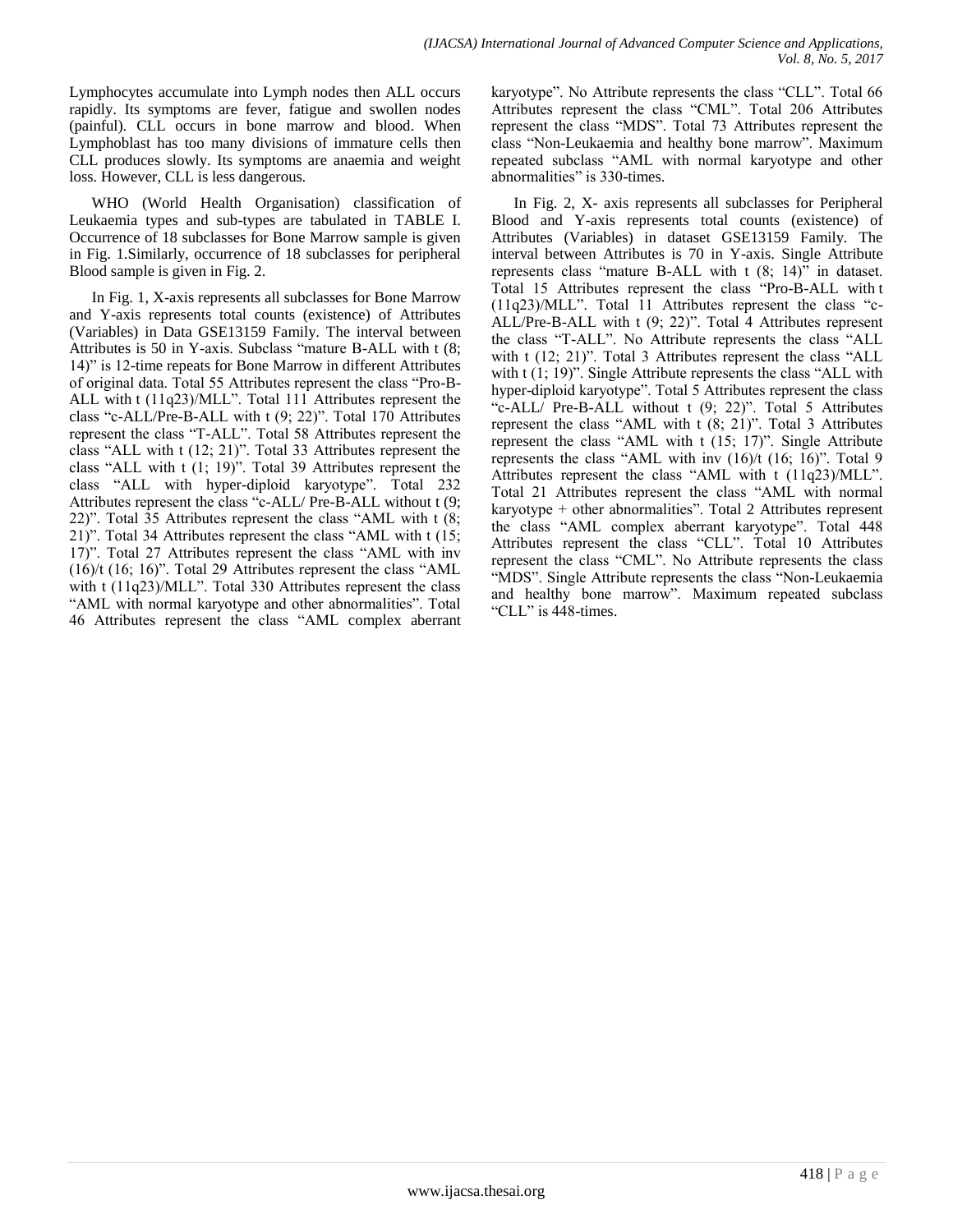Lymphocytes accumulate into Lymph nodes then ALL occurs rapidly. Its symptoms are fever, fatigue and swollen nodes (painful). CLL occurs in bone marrow and blood. When Lymphoblast has too many divisions of immature cells then CLL produces slowly. Its symptoms are anaemia and weight loss. However, CLL is less dangerous.

WHO (World Health Organisation) classification of Leukaemia types and sub-types are tabulated in TABLE I. Occurrence of 18 subclasses for Bone Marrow sample is given in Fig. 1.Similarly, occurrence of 18 subclasses for peripheral Blood sample is given in Fig. 2.

In Fig. 1, X-axis represents all subclasses for Bone Marrow and Y-axis represents total counts (existence) of Attributes (Variables) in Data GSE13159 Family. The interval between Attributes is 50 in Y-axis. Subclass "mature B-ALL with t (8; 14)" is 12-time repeats for Bone Marrow in different Attributes of original data. Total 55 Attributes represent the class "Pro-B-ALL with t (11q23)/MLL". Total 111 Attributes represent the class "c-ALL/Pre-B-ALL with t (9; 22)". Total 170 Attributes represent the class "T-ALL". Total 58 Attributes represent the class "ALL with t (12; 21)". Total 33 Attributes represent the class "ALL with t (1; 19)". Total 39 Attributes represent the class "ALL with hyper-diploid karyotype". Total 232 Attributes represent the class "c-ALL/ Pre-B-ALL without t (9; 22)". Total 35 Attributes represent the class "AML with t (8; 21)". Total 34 Attributes represent the class "AML with t (15; 17)". Total 27 Attributes represent the class "AML with inv (16)/t (16; 16)". Total 29 Attributes represent the class "AML with t (11q23)/MLL". Total 330 Attributes represent the class "AML with normal karyotype and other abnormalities". Total 46 Attributes represent the class "AML complex aberrant karyotype". No Attribute represents the class "CLL". Total 66 Attributes represent the class "CML". Total 206 Attributes represent the class "MDS". Total 73 Attributes represent the class "Non-Leukaemia and healthy bone marrow". Maximum repeated subclass "AML with normal karyotype and other abnormalities" is 330-times.

In Fig. 2, X- axis represents all subclasses for Peripheral Blood and Y-axis represents total counts (existence) of Attributes (Variables) in dataset GSE13159 Family. The interval between Attributes is 70 in Y-axis. Single Attribute represents class "mature B-ALL with t (8; 14)" in dataset. Total 15 Attributes represent the class "Pro-B-ALL with t (11q23)/MLL". Total 11 Attributes represent the class "c-ALL/Pre-B-ALL with t (9; 22)". Total 4 Attributes represent the class "T-ALL". No Attribute represents the class "ALL with t (12; 21)". Total 3 Attributes represent the class "ALL with t (1; 19)". Single Attribute represents the class "ALL with hyper-diploid karyotype". Total 5 Attributes represent the class "c-ALL/ Pre-B-ALL without t (9; 22)". Total 5 Attributes represent the class "AML with t (8; 21)". Total 3 Attributes represent the class "AML with t (15; 17)". Single Attribute represents the class "AML with inv (16)/t (16; 16)". Total 9 Attributes represent the class "AML with t (11q23)/MLL". Total 21 Attributes represent the class "AML with normal karyotype + other abnormalities". Total 2 Attributes represent the class "AML complex aberrant karyotype". Total 448 Attributes represent the class "CLL". Total 10 Attributes represent the class "CML". No Attribute represents the class "MDS". Single Attribute represents the class "Non-Leukaemia and healthy bone marrow". Maximum repeated subclass "CLL" is 448-times.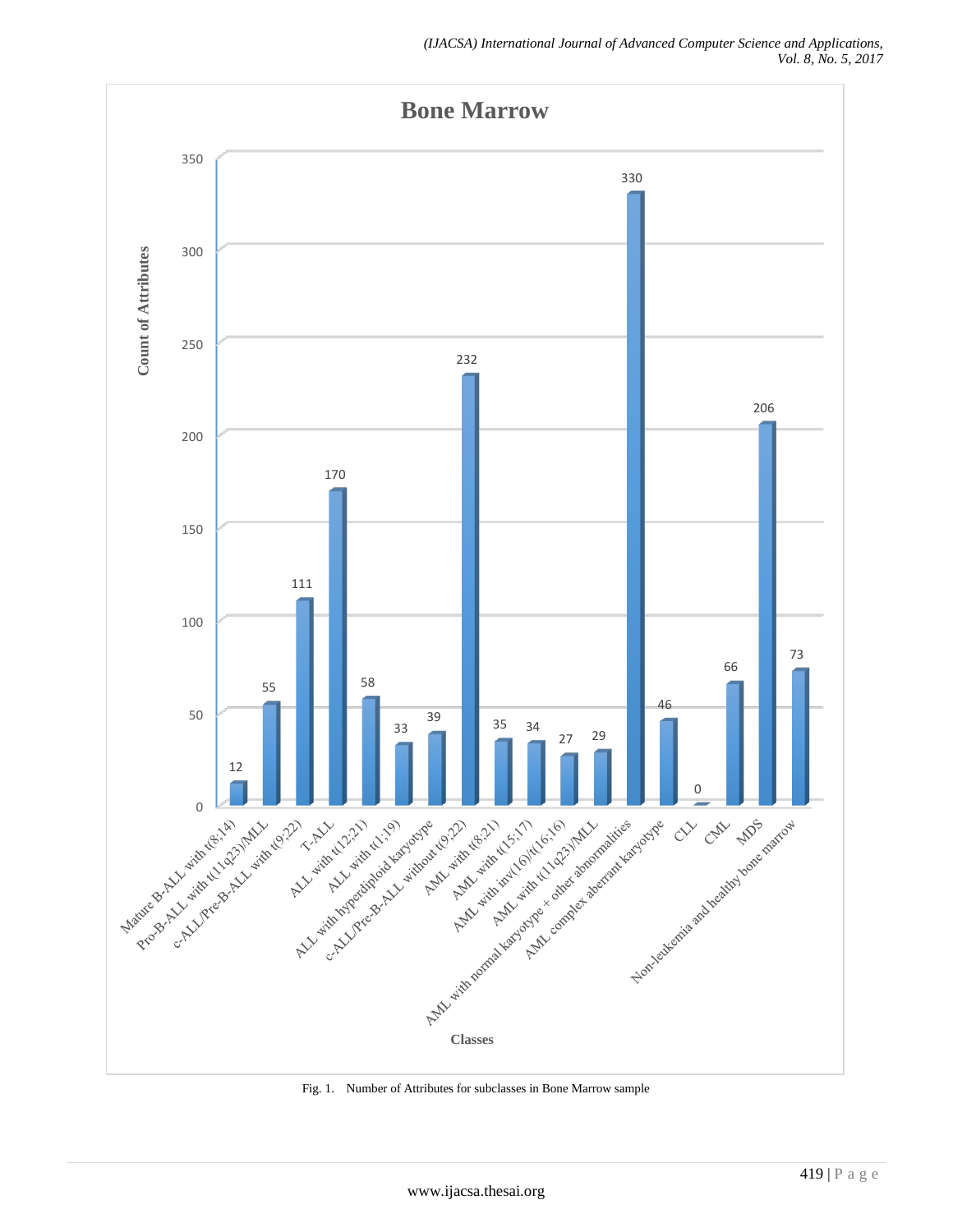Fig. 1. Number of Attributes for subclasses in Bone Marrow sample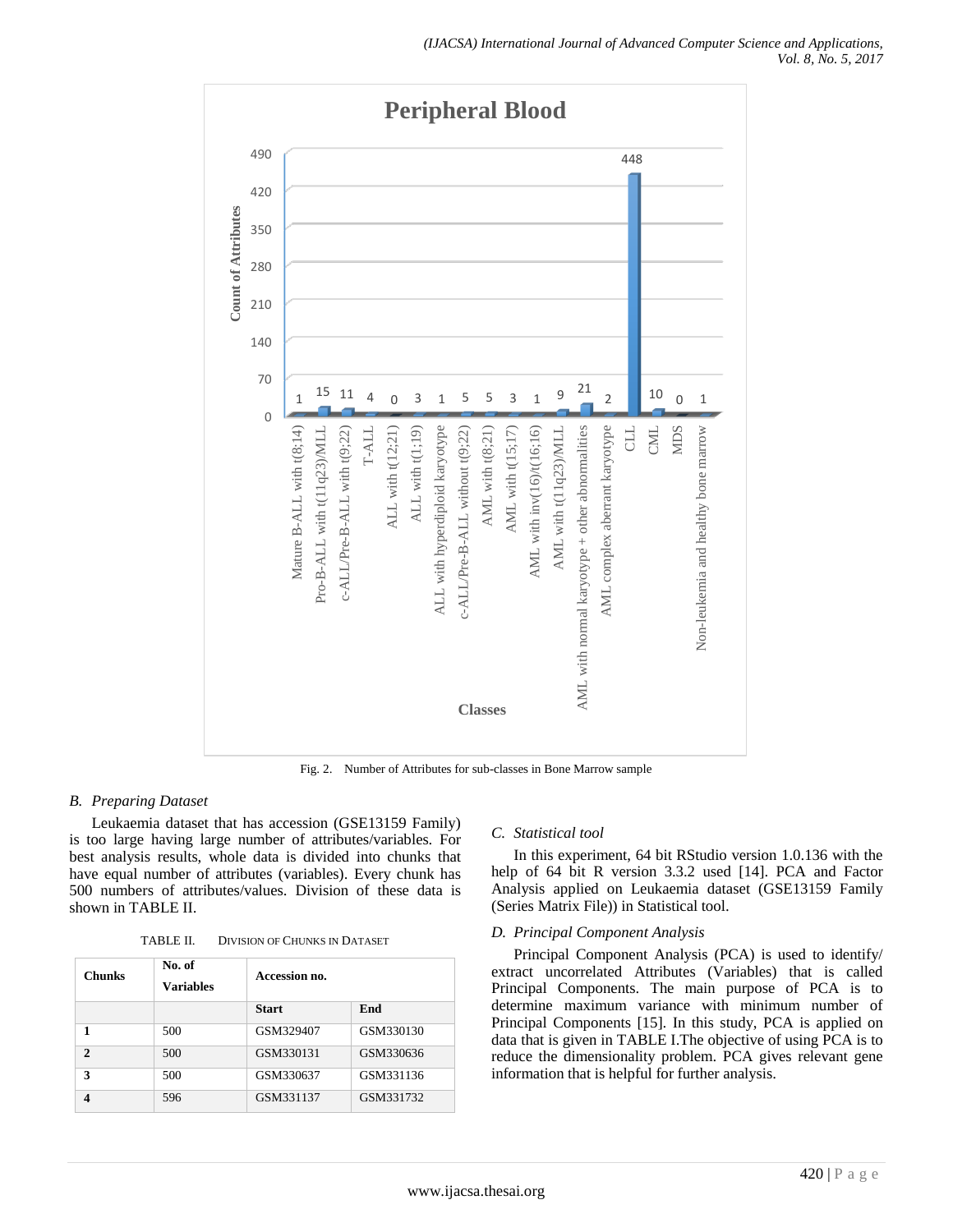Fig. 2. Number of Attributes for sub-classes in Bone Marrow sample

## B. Preparing Dataset

Leukaemia dataset that has accession (GSE13159 Family) is too large having large number of attributes/variables. For best analysis results, whole data is divided into chunks that have equal number of attributes (variables). Every chunk has 500 numbers of attributes/values. Division of these data is shown in TABLE II.

TABLE II. DIVISION OF CHUNKS IN DATASET

| Chunks | No. of Variables | Accession no. | |
|---|---|---|---|
| | | Start | End |
| 1 | 500 | GSM329407 | GSM330130 |
| 2 | 500 | GSM330131 | GSM330636 |
| 3 | 500 | GSM330637 | GSM331136 |
| 4 | 596 | GSM331137 | GSM331732 |

## C. Statistical tool

In this experiment, 64 bit RStudio version 1.0.136 with the help of 64 bit R version 3.3.2 used [14]. PCA and Factor Analysis applied on Leukaemia dataset (GSE13159 Family (Series Matrix File)) in Statistical tool.

## D. Principal Component Analysis

Principal Component Analysis (PCA) is used to identify/ extract uncorrelated Attributes (Variables) that is called Principal Components. The main purpose of PCA is to determine maximum variance with minimum number of Principal Components [15]. In this study, PCA is applied on data that is given in TABLE I.The objective of using PCA is to reduce the dimensionality problem. PCA gives relevant gene information that is helpful for further analysis.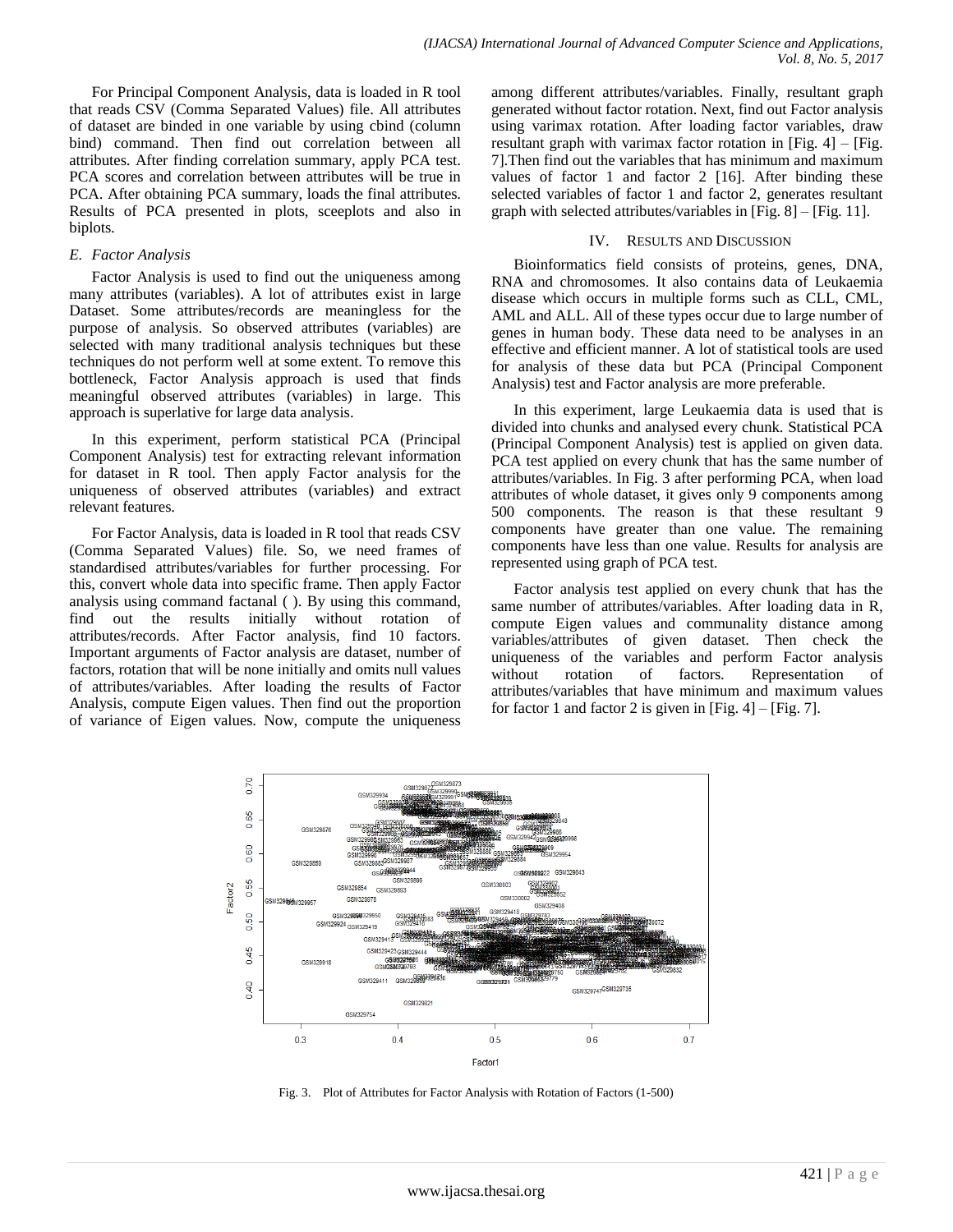For Principal Component Analysis, data is loaded in R tool that reads CSV (Comma Separated Values) file. All attributes of dataset are binded in one variable by using cbind (column bind) command. Then find out correlation between all attributes. After finding correlation summary, apply PCA test. PCA scores and correlation between attributes will be true in PCA. After obtaining PCA summary, loads the final attributes. Results of PCA presented in plots, sceeplots and also in biplots.

### *E. Factor Analysis*

Factor Analysis is used to find out the uniqueness among many attributes (variables). A lot of attributes exist in large Dataset. Some attributes/records are meaningless for the purpose of analysis. So observed attributes (variables) are selected with many traditional analysis techniques but these techniques do not perform well at some extent. To remove this bottleneck, Factor Analysis approach is used that finds meaningful observed attributes (variables) in large. This approach is superlative for large data analysis.

In this experiment, perform statistical PCA (Principal Component Analysis) test for extracting relevant information for dataset in R tool. Then apply Factor analysis for the uniqueness of observed attributes (variables) and extract relevant features.

For Factor Analysis, data is loaded in R tool that reads CSV (Comma Separated Values) file. So, we need frames of standardised attributes/variables for further processing. For this, convert whole data into specific frame. Then apply Factor analysis using command factanal ( ). By using this command, find out the results initially without rotation of attributes/records. After Factor analysis, find 10 factors. Important arguments of Factor analysis are dataset, number of factors, rotation that will be none initially and omits null values of attributes/variables. After loading the results of Factor Analysis, compute Eigen values. Then find out the proportion of variance of Eigen values. Now, compute the uniqueness among different attributes/variables. Finally, resultant graph generated without factor rotation. Next, find out Factor analysis using varimax rotation. After loading factor variables, draw resultant graph with varimax factor rotation in [Fig. 4] – [Fig. 7].Then find out the variables that has minimum and maximum values of factor 1 and factor 2 [16]. After binding these selected variables of factor 1 and factor 2, generates resultant graph with selected attributes/variables in [Fig. 8] – [Fig. 11].

## IV. Results and Discussion

Bioinformatics field consists of proteins, genes, DNA, RNA and chromosomes. It also contains data of Leukaemia disease which occurs in multiple forms such as CLL, CML, AML and ALL. All of these types occur due to large number of genes in human body. These data need to be analyses in an effective and efficient manner. A lot of statistical tools are used for analysis of these data but PCA (Principal Component Analysis) test and Factor analysis are more preferable.

In this experiment, large Leukaemia data is used that is divided into chunks and analysed every chunk. Statistical PCA (Principal Component Analysis) test is applied on given data. PCA test applied on every chunk that has the same number of attributes/variables. In Fig. 3 after performing PCA, when load attributes of whole dataset, it gives only 9 components among 500 components. The reason is that these resultant 9 components have greater than one value. The remaining components have less than one value. Results for analysis are represented using graph of PCA test.

Factor analysis test applied on every chunk that has the same number of attributes/variables. After loading data in R, compute Eigen values and communality distance among variables/attributes of given dataset. Then check the uniqueness of the variables and perform Factor analysis without rotation of factors. Representation of attributes/variables that have minimum and maximum values for factor 1 and factor 2 is given in [Fig. 4] – [Fig. 7].

Fig. 3. Plot of Attributes for Factor Analysis with Rotation of Factors (1-500)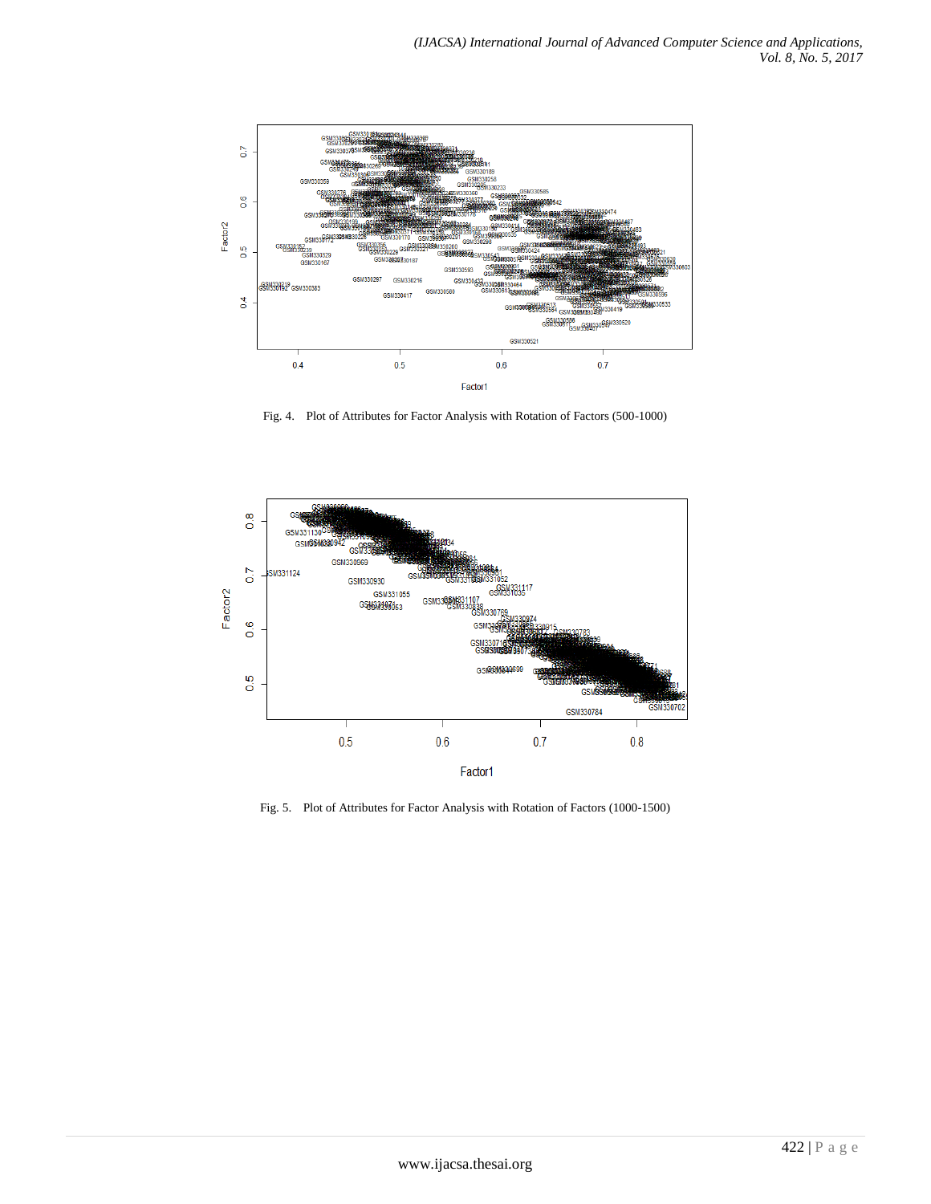Fig. 4. Plot of Attributes for Factor Analysis with Rotation of Factors (500-1000)

Fig. 5. Plot of Attributes for Factor Analysis with Rotation of Factors (1000-1500)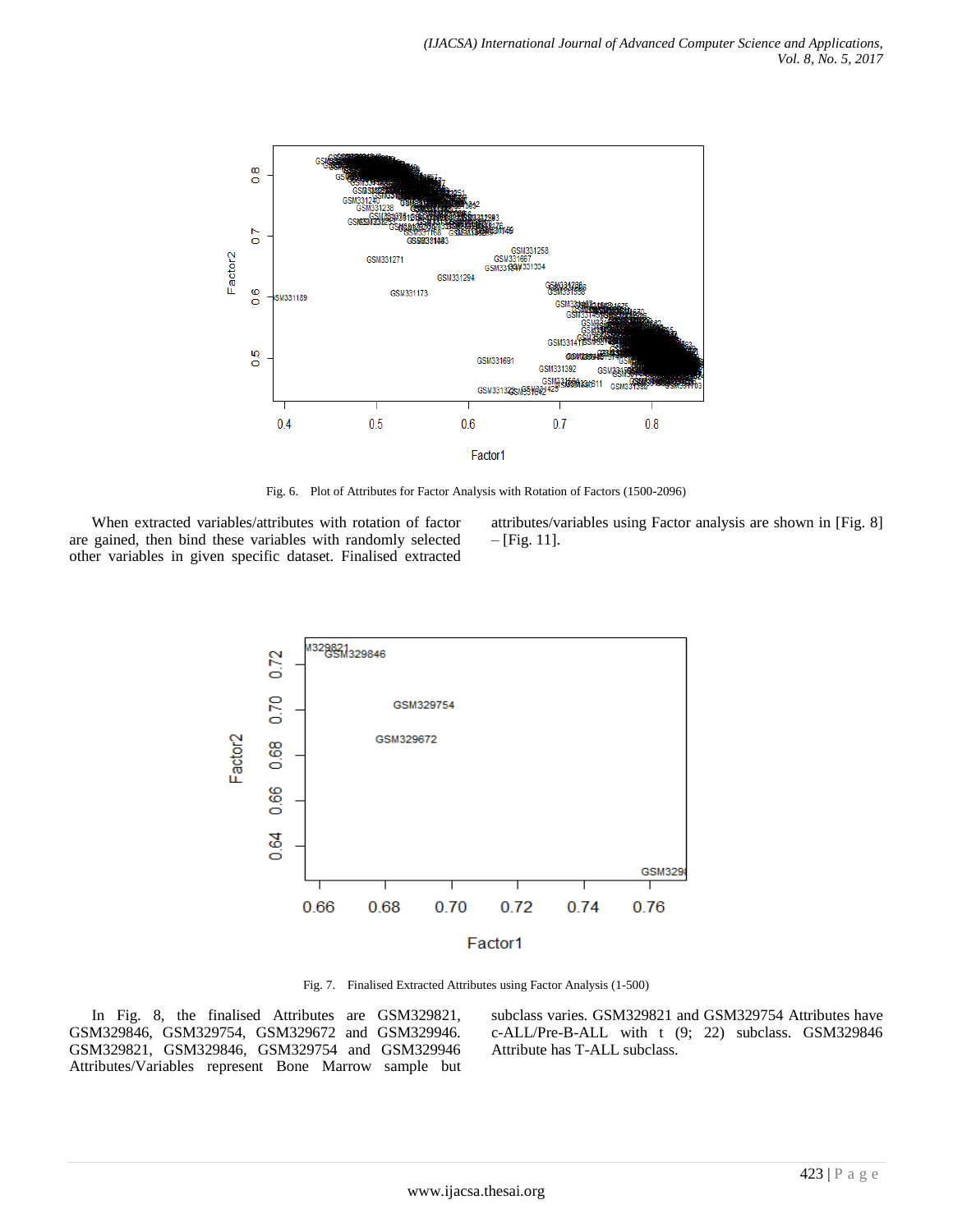Fig. 6. Plot of Attributes for Factor Analysis with Rotation of Factors (1500-2096)

When extracted variables/attributes with rotation of factor are gained, then bind these variables with randomly selected other variables in given specific dataset. Finalised extracted attributes/variables using Factor analysis are shown in [Fig. 8] – [Fig. 11].

Fig. 7. Finalised Extracted Attributes using Factor Analysis (1-500)

In Fig. 8, the finalised Attributes are GSM329821, GSM329846, GSM329754, GSM329672 and GSM329946. GSM329821, GSM329846, GSM329754 and GSM329946 Attributes/Variables represent Bone Marrow sample but subclass varies. GSM329821 and GSM329754 Attributes have c-ALL/Pre-B-ALL with t (9; 22) subclass. GSM329846 Attribute has T-ALL subclass.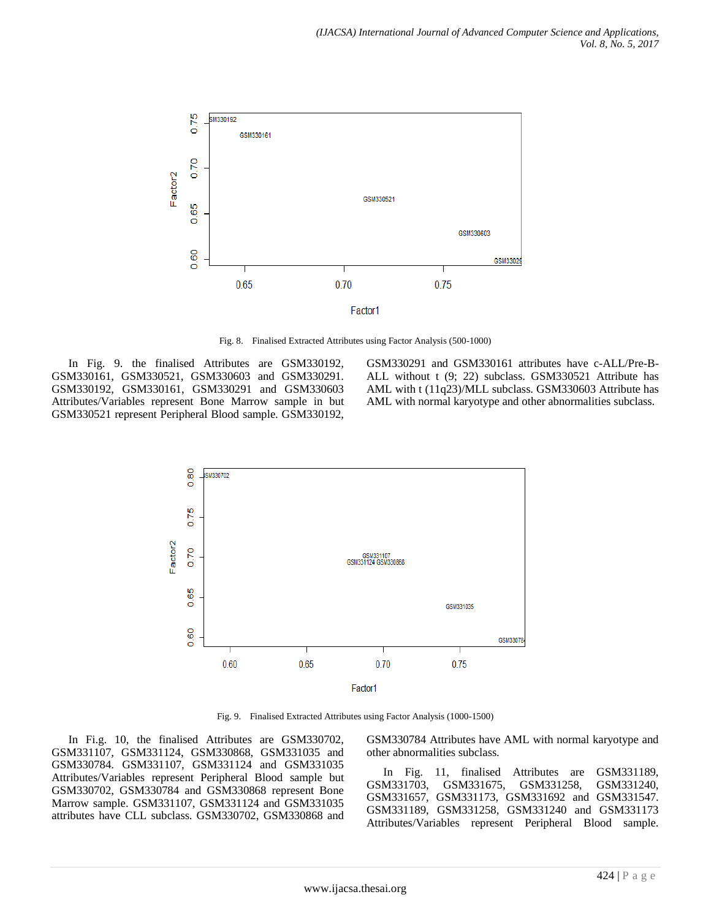Fig. 8. Finalised Extracted Attributes using Factor Analysis (500-1000)

In Fig. 9. the finalised Attributes are GSM330192, GSM330161, GSM330521, GSM330603 and GSM330291. GSM330192, GSM330161, GSM330291 and GSM330603 Attributes/Variables represent Bone Marrow sample in but GSM330521 represent Peripheral Blood sample. GSM330192, GSM330291 and GSM330161 attributes have c-ALL/Pre-B-ALL without t (9; 22) subclass. GSM330521 Attribute has AML with t (11q23)/MLL subclass. GSM330603 Attribute has AML with normal karyotype and other abnormalities subclass.

Fig. 9. Finalised Extracted Attributes using Factor Analysis (1000-1500)

In Fi.g. 10, the finalised Attributes are GSM330702, GSM331107, GSM331124, GSM330868, GSM331035 and GSM330784. GSM331107, GSM331124 and GSM331035 Attributes/Variables represent Peripheral Blood sample but GSM330702, GSM330784 and GSM330868 represent Bone Marrow sample. GSM331107, GSM331124 and GSM331035 attributes have CLL subclass. GSM330702, GSM330868 and GSM330784 Attributes have AML with normal karyotype and other abnormalities subclass.

In Fig. 11, finalised Attributes are GSM331189, GSM331703, GSM331675, GSM331258, GSM331240, GSM331657, GSM331173, GSM331692 and GSM331547. GSM331189, GSM331258, GSM331240 and GSM331173 Attributes/Variables represent Peripheral Blood sample.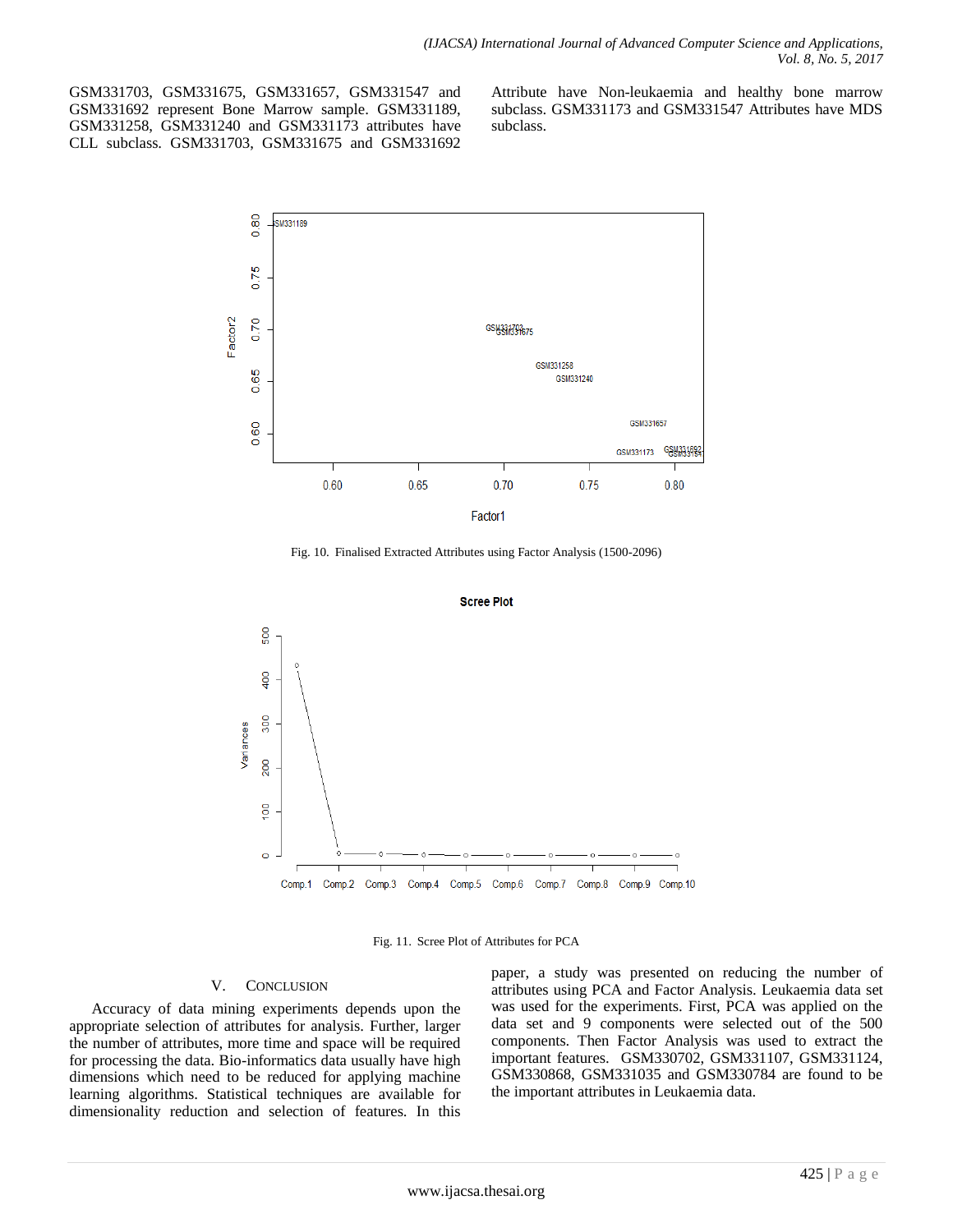GSM331703, GSM331675, GSM331657, GSM331547 and GSM331692 represent Bone Marrow sample. GSM331189, GSM331258, GSM331240 and GSM331173 attributes have CLL subclass. GSM331703, GSM331675 and GSM331692 Attribute have Non-leukaemia and healthy bone marrow subclass. GSM331173 and GSM331547 Attributes have MDS subclass.

Fig. 10. Finalised Extracted Attributes using Factor Analysis (1500-2096)

Fig. 11. Scree Plot of Attributes for PCA

## V. CONCLUSION

Accuracy of data mining experiments depends upon the appropriate selection of attributes for analysis. Further, larger the number of attributes, more time and space will be required for processing the data. Bio-informatics data usually have high dimensions which need to be reduced for applying machine learning algorithms. Statistical techniques are available for dimensionality reduction and selection of features. In this paper, a study was presented on reducing the number of attributes using PCA and Factor Analysis. Leukaemia data set was used for the experiments. First, PCA was applied on the data set and 9 components were selected out of the 500 components. Then Factor Analysis was used to extract the important features. GSM330702, GSM331107, GSM331124, GSM330868, GSM331035 and GSM330784 are found to be the important attributes in Leukaemia data.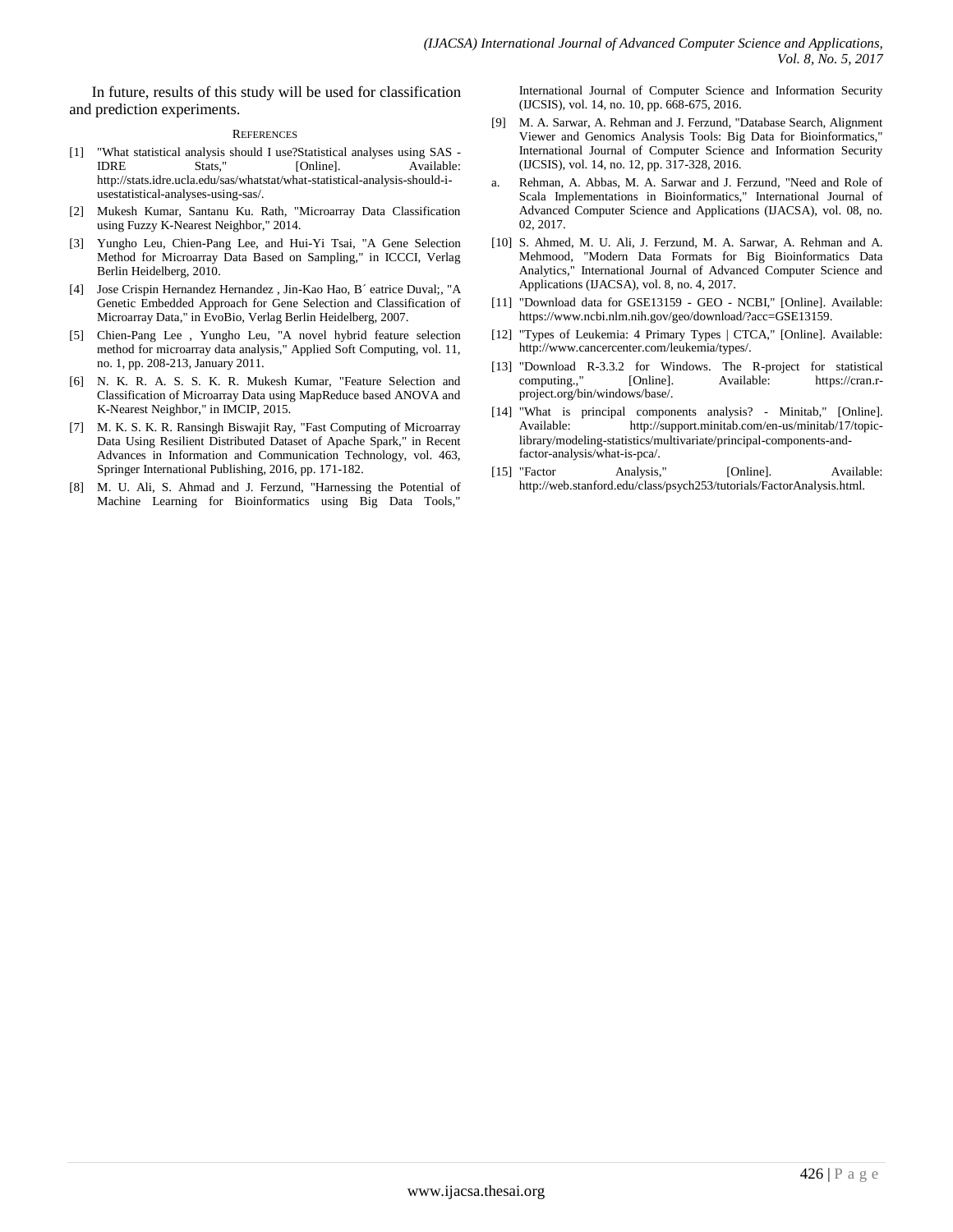In future, results of this study will be used for classification and prediction experiments.

## References

[1] "What statistical analysis should I use?Statistical analyses using SAS - IDRE Stats," [Online]. Available: http://stats.idre.ucla.edu/sas/whatstat/what-statistical-analysis-should-i-usestatistical-analyses-using-sas/.

[2] Mukesh Kumar, Santanu Ku. Rath, "Microarray Data Classification using Fuzzy K-Nearest Neighbor," 2014.

[3] Yungho Leu, Chien-Pang Lee, and Hui-Yi Tsai, "A Gene Selection Method for Microarray Data Based on Sampling," in ICCCI, Verlag Berlin Heidelberg, 2010.

[4] Jose Crispin Hernandez Hernandez , Jin-Kao Hao, B´ eatrice Duval;, "A Genetic Embedded Approach for Gene Selection and Classification of Microarray Data," in EvoBio, Verlag Berlin Heidelberg, 2007.

[5] Chien-Pang Lee , Yungho Leu, "A novel hybrid feature selection method for microarray data analysis," Applied Soft Computing, vol. 11, no. 1, pp. 208-213, January 2011.

[6] N. K. R. A. S. S. K. R. Mukesh Kumar, "Feature Selection and Classification of Microarray Data using MapReduce based ANOVA and K-Nearest Neighbor," in IMCIP, 2015.

[7] M. K. S. K. R. Ransingh Biswajit Ray, "Fast Computing of Microarray Data Using Resilient Distributed Dataset of Apache Spark," in Recent Advances in Information and Communication Technology, vol. 463, Springer International Publishing, 2016, pp. 171-182.

[8] M. U. Ali, S. Ahmad and J. Ferzund, "Harnessing the Potential of Machine Learning for Bioinformatics using Big Data Tools," International Journal of Computer Science and Information Security (IJCSIS), vol. 14, no. 10, pp. 668-675, 2016.

[9] M. A. Sarwar, A. Rehman and J. Ferzund, "Database Search, Alignment Viewer and Genomics Analysis Tools: Big Data for Bioinformatics," International Journal of Computer Science and Information Security (IJCSIS), vol. 14, no. 12, pp. 317-328, 2016.

a. Rehman, A. Abbas, M. A. Sarwar and J. Ferzund, "Need and Role of Scala Implementations in Bioinformatics," International Journal of Advanced Computer Science and Applications (IJACSA), vol. 08, no. 02, 2017.

[10] S. Ahmed, M. U. Ali, J. Ferzund, M. A. Sarwar, A. Rehman and A. Mehmood, "Modern Data Formats for Big Bioinformatics Data Analytics," International Journal of Advanced Computer Science and Applications (IJACSA), vol. 8, no. 4, 2017.

[11] "Download data for GSE13159 - GEO - NCBI," [Online]. Available: https://www.ncbi.nlm.nih.gov/geo/download/?acc=GSE13159.

[12] "Types of Leukemia: 4 Primary Types | CTCA," [Online]. Available: http://www.cancercenter.com/leukemia/types/.

[13] "Download R-3.3.2 for Windows. The R-project for statistical computing.," [Online]. Available: https://cran.r-project.org/bin/windows/base/.

[14] "What is principal components analysis? - Minitab," [Online]. Available: http://support.minitab.com/en-us/minitab/17/topic-library/modeling-statistics/multivariate/principal-components-and-factor-analysis/what-is-pca/.

[15] "Factor Analysis," [Online]. Available: http://web.stanford.edu/class/psych253/tutorials/FactorAnalysis.html.